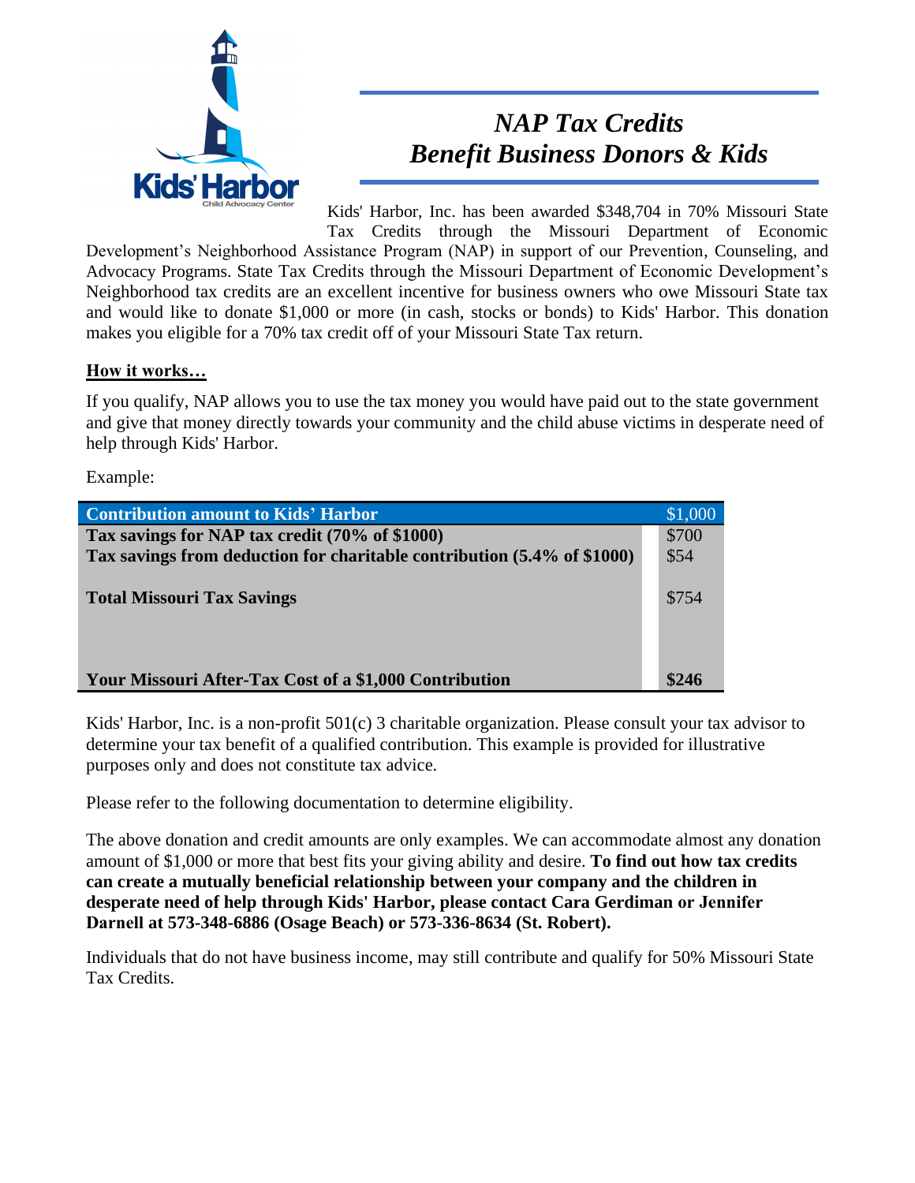# *NAP Tax Credits*
# *Benefit Business Donors & Kids*

Kids' Harbor, Inc. has been awarded $348,704 in 70% Missouri State Tax Credits through the Missouri Department of Economic Development's Neighborhood Assistance Program (NAP) in support of our Prevention, Counseling, and Advocacy Programs. State Tax Credits through the Missouri Department of Economic Development's Neighborhood tax credits are an excellent incentive for business owners who owe Missouri State tax and would like to donate $1,000 or more (in cash, stocks or bonds) to Kids' Harbor. This donation makes you eligible for a 70% tax credit off of your Missouri State Tax return.

**How it works…**

If you qualify, NAP allows you to use the tax money you would have paid out to the state government and give that money directly towards your community and the child abuse victims in desperate need of help through Kids' Harbor.

Example:

| **Contribution amount to Kids' Harbor** | $1,000 |
|---|---|
| **Tax savings for NAP tax credit (70% of $1000)** | $700 |
| **Tax savings from deduction for charitable contribution (5.4% of $1000)** | $54 |
| **Total Missouri Tax Savings** | $754 |
| **Your Missouri After-Tax Cost of a $1,000 Contribution** | **$246** |

Kids' Harbor, Inc. is a non-profit 501(c) 3 charitable organization. Please consult your tax advisor to determine your tax benefit of a qualified contribution. This example is provided for illustrative purposes only and does not constitute tax advice.

Please refer to the following documentation to determine eligibility.

The above donation and credit amounts are only examples. We can accommodate almost any donation amount of $1,000 or more that best fits your giving ability and desire. **To find out how tax credits can create a mutually beneficial relationship between your company and the children in desperate need of help through Kids' Harbor, please contact Cara Gerdiman or Jennifer Darnell at 573-348-6886 (Osage Beach) or 573-336-8634 (St. Robert).**

Individuals that do not have business income, may still contribute and qualify for 50% Missouri State Tax Credits.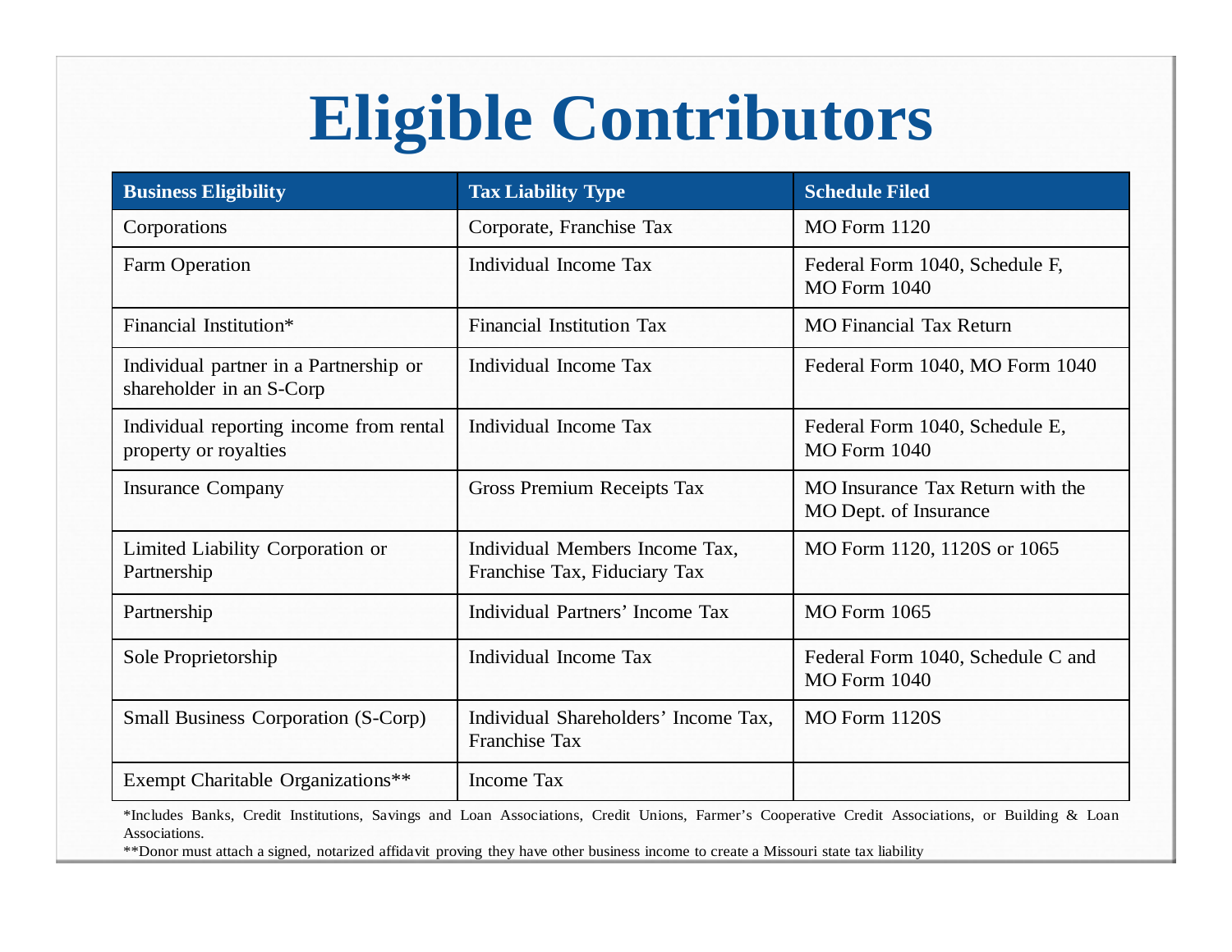# Eligible Contributors

| Business Eligibility | Tax Liability Type | Schedule Filed |
| --- | --- | --- |
| Corporations | Corporate, Franchise Tax | MO Form 1120 |
| Farm Operation | Individual Income Tax | Federal Form 1040, Schedule F, MO Form 1040 |
| Financial Institution* | Financial Institution Tax | MO Financial Tax Return |
| Individual partner in a Partnership or shareholder in an S-Corp | Individual Income Tax | Federal Form 1040, MO Form 1040 |
| Individual reporting income from rental property or royalties | Individual Income Tax | Federal Form 1040, Schedule E, MO Form 1040 |
| Insurance Company | Gross Premium Receipts Tax | MO Insurance Tax Return with the MO Dept. of Insurance |
| Limited Liability Corporation or Partnership | Individual Members Income Tax, Franchise Tax, Fiduciary Tax | MO Form 1120, 1120S or 1065 |
| Partnership | Individual Partners' Income Tax | MO Form 1065 |
| Sole Proprietorship | Individual Income Tax | Federal Form 1040, Schedule C and MO Form 1040 |
| Small Business Corporation (S-Corp) | Individual Shareholders' Income Tax, Franchise Tax | MO Form 1120S |
| Exempt Charitable Organizations** | Income Tax | |

*Includes Banks, Credit Institutions, Savings and Loan Associations, Credit Unions, Farmer's Cooperative Credit Associations, or Building & Loan Associations.

**Donor must attach a signed, notarized affidavit proving they have other business income to create a Missouri state tax liability